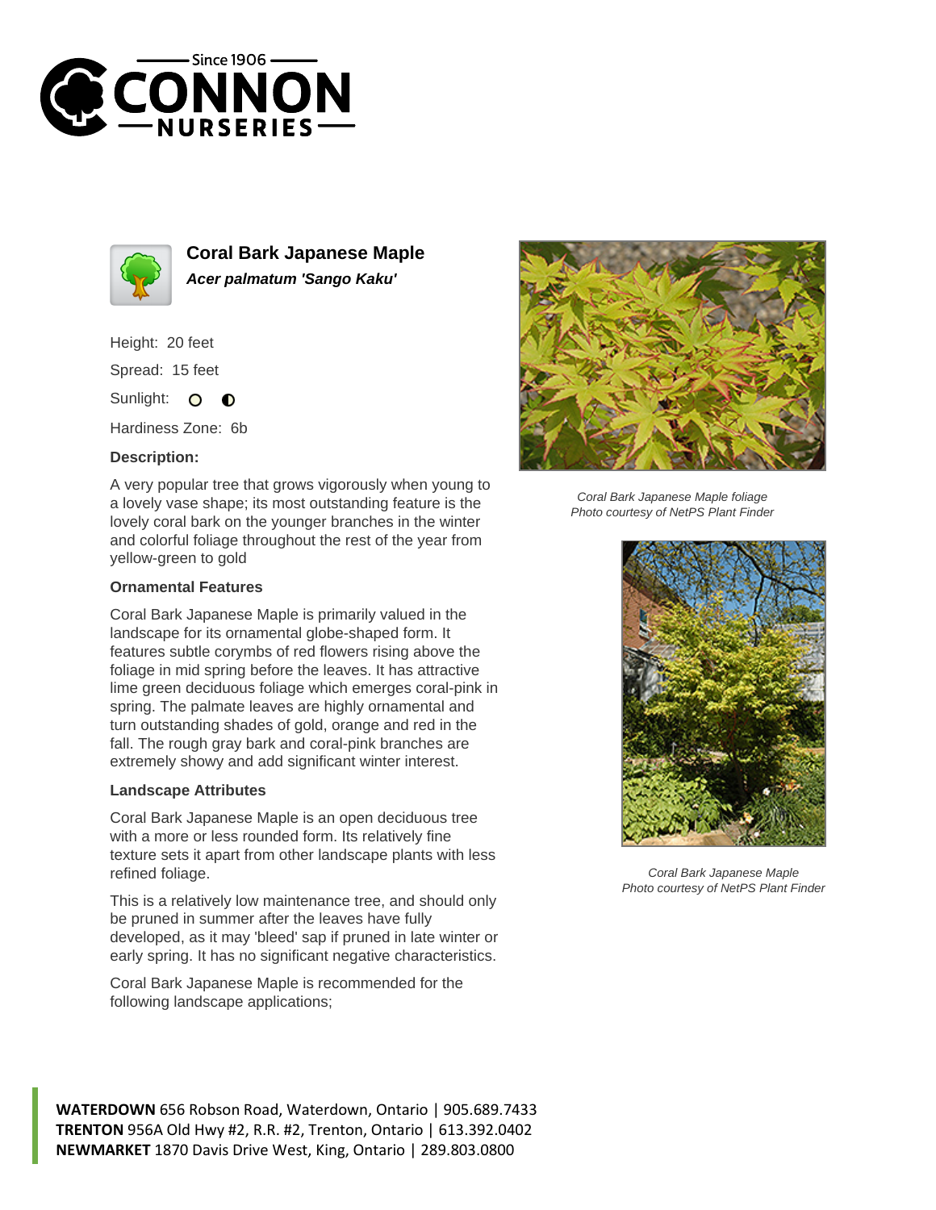# Coral Bark Japanese Maple

***Acer palmatum 'Sango Kaku'***

Height: 20 feet

Spread: 15 feet

Sunlight:

Hardiness Zone: 6b

### Description:

A very popular tree that grows vigorously when young to a lovely vase shape; its most outstanding feature is the lovely coral bark on the younger branches in the winter and colorful foliage throughout the rest of the year from yellow-green to gold

### Ornamental Features

Coral Bark Japanese Maple is primarily valued in the landscape for its ornamental globe-shaped form. It features subtle corymbs of red flowers rising above the foliage in mid spring before the leaves. It has attractive lime green deciduous foliage which emerges coral-pink in spring. The palmate leaves are highly ornamental and turn outstanding shades of gold, orange and red in the fall. The rough gray bark and coral-pink branches are extremely showy and add significant winter interest.

### Landscape Attributes

Coral Bark Japanese Maple is an open deciduous tree with a more or less rounded form. Its relatively fine texture sets it apart from other landscape plants with less refined foliage.

This is a relatively low maintenance tree, and should only be pruned in summer after the leaves have fully developed, as it may 'bleed' sap if pruned in late winter or early spring. It has no significant negative characteristics.

Coral Bark Japanese Maple is recommended for the following landscape applications;

*Coral Bark Japanese Maple foliage*
*Photo courtesy of NetPS Plant Finder*

*Coral Bark Japanese Maple*
*Photo courtesy of NetPS Plant Finder*

**WATERDOWN** 656 Robson Road, Waterdown, Ontario | 905.689.7433
**TRENTON** 956A Old Hwy #2, R.R. #2, Trenton, Ontario | 613.392.0402
**NEWMARKET** 1870 Davis Drive West, King, Ontario | 289.803.0800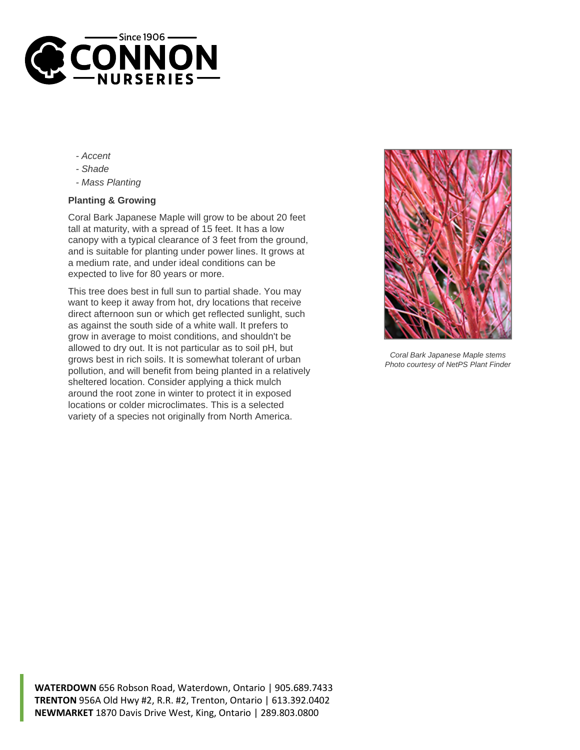- *Accent*
- *Shade*
- *Mass Planting*

**Planting & Growing**

Coral Bark Japanese Maple will grow to be about 20 feet tall at maturity, with a spread of 15 feet. It has a low canopy with a typical clearance of 3 feet from the ground, and is suitable for planting under power lines. It grows at a medium rate, and under ideal conditions can be expected to live for 80 years or more.

This tree does best in full sun to partial shade. You may want to keep it away from hot, dry locations that receive direct afternoon sun or which get reflected sunlight, such as against the south side of a white wall. It prefers to grow in average to moist conditions, and shouldn't be allowed to dry out. It is not particular as to soil pH, but grows best in rich soils. It is somewhat tolerant of urban pollution, and will benefit from being planted in a relatively sheltered location. Consider applying a thick mulch around the root zone in winter to protect it in exposed locations or colder microclimates. This is a selected variety of a species not originally from North America.

*Coral Bark Japanese Maple stems*
*Photo courtesy of NetPS Plant Finder*

**WATERDOWN** 656 Robson Road, Waterdown, Ontario | 905.689.7433
**TRENTON** 956A Old Hwy #2, R.R. #2, Trenton, Ontario | 613.392.0402
**NEWMARKET** 1870 Davis Drive West, King, Ontario | 289.803.0800